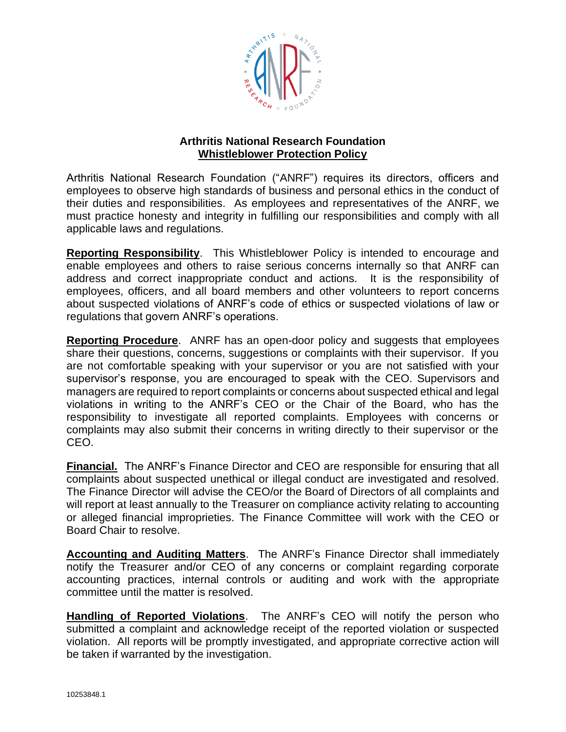# Arthritis National Research Foundation

## Whistleblower Protection Policy

Arthritis National Research Foundation ("ANRF") requires its directors, officers and employees to observe high standards of business and personal ethics in the conduct of their duties and responsibilities. As employees and representatives of the ANRF, we must practice honesty and integrity in fulfilling our responsibilities and comply with all applicable laws and regulations.

**Reporting Responsibility**. This Whistleblower Policy is intended to encourage and enable employees and others to raise serious concerns internally so that ANRF can address and correct inappropriate conduct and actions. It is the responsibility of employees, officers, and all board members and other volunteers to report concerns about suspected violations of ANRF's code of ethics or suspected violations of law or regulations that govern ANRF's operations.

**Reporting Procedure**. ANRF has an open-door policy and suggests that employees share their questions, concerns, suggestions or complaints with their supervisor. If you are not comfortable speaking with your supervisor or you are not satisfied with your supervisor's response, you are encouraged to speak with the CEO. Supervisors and managers are required to report complaints or concerns about suspected ethical and legal violations in writing to the ANRF's CEO or the Chair of the Board, who has the responsibility to investigate all reported complaints. Employees with concerns or complaints may also submit their concerns in writing directly to their supervisor or the CEO.

**Financial.** The ANRF's Finance Director and CEO are responsible for ensuring that all complaints about suspected unethical or illegal conduct are investigated and resolved. The Finance Director will advise the CEO/or the Board of Directors of all complaints and will report at least annually to the Treasurer on compliance activity relating to accounting or alleged financial improprieties. The Finance Committee will work with the CEO or Board Chair to resolve.

**Accounting and Auditing Matters**. The ANRF's Finance Director shall immediately notify the Treasurer and/or CEO of any concerns or complaint regarding corporate accounting practices, internal controls or auditing and work with the appropriate committee until the matter is resolved.

**Handling of Reported Violations**. The ANRF's CEO will notify the person who submitted a complaint and acknowledge receipt of the reported violation or suspected violation. All reports will be promptly investigated, and appropriate corrective action will be taken if warranted by the investigation.

10253848.1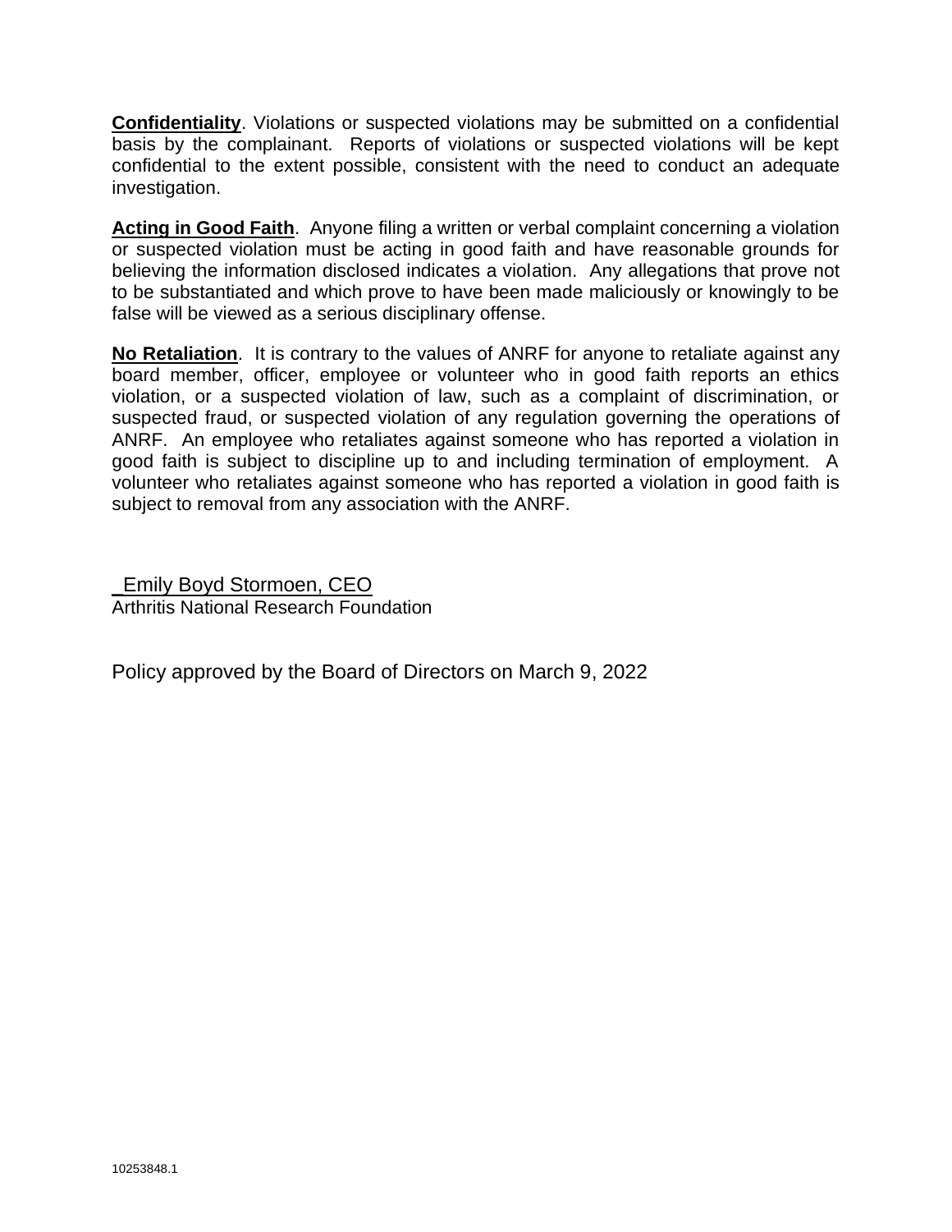**Confidentiality**. Violations or suspected violations may be submitted on a confidential basis by the complainant. Reports of violations or suspected violations will be kept confidential to the extent possible, consistent with the need to conduct an adequate investigation.

**Acting in Good Faith**. Anyone filing a written or verbal complaint concerning a violation or suspected violation must be acting in good faith and have reasonable grounds for believing the information disclosed indicates a violation. Any allegations that prove not to be substantiated and which prove to have been made maliciously or knowingly to be false will be viewed as a serious disciplinary offense.

**No Retaliation**. It is contrary to the values of ANRF for anyone to retaliate against any board member, officer, employee or volunteer who in good faith reports an ethics violation, or a suspected violation of law, such as a complaint of discrimination, or suspected fraud, or suspected violation of any regulation governing the operations of ANRF. An employee who retaliates against someone who has reported a violation in good faith is subject to discipline up to and including termination of employment. A volunteer who retaliates against someone who has reported a violation in good faith is subject to removal from any association with the ANRF.

_Emily Boyd Stormoen, CEO
Arthritis National Research Foundation

Policy approved by the Board of Directors on March 9, 2022

10253848.1